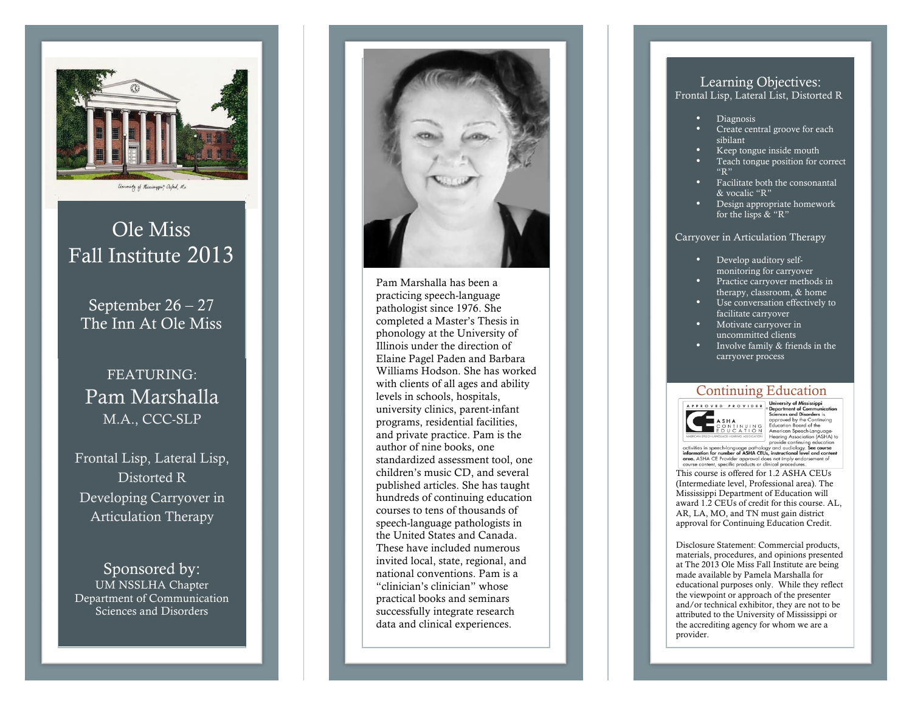University of Mississippi, Oxford, Ms

# Ole Miss Fall Institute 2013

September 26 – 27
The Inn At Ole Miss

FEATURING:

## Pam Marshalla

M.A., CCC-SLP

Frontal Lisp, Lateral Lisp, Distorted R

Developing Carryover in Articulation Therapy

Sponsored by:
UM NSSLHA Chapter
Department of Communication Sciences and Disorders

Pam Marshalla has been a practicing speech-language pathologist since 1976. She completed a Master's Thesis in phonology at the University of Illinois under the direction of Elaine Pagel Paden and Barbara Williams Hodson. She has worked with clients of all ages and ability levels in schools, hospitals, university clinics, parent-infant programs, residential facilities, and private practice. Pam is the author of nine books, one standardized assessment tool, one children's music CD, and several published articles. She has taught hundreds of continuing education courses to tens of thousands of speech-language pathologists in the United States and Canada. These have included numerous invited local, state, regional, and national conventions. Pam is a "clinician's clinician" whose practical books and seminars successfully integrate research data and clinical experiences.

## Learning Objectives:

Frontal Lisp, Lateral List, Distorted R

- Diagnosis
- Create central groove for each sibilant
- Keep tongue inside mouth
- Teach tongue position for correct "R"
- Facilitate both the consonantal & vocalic "R"
- Design appropriate homework for the lisps & "R"

Carryover in Articulation Therapy

- Develop auditory self-monitoring for carryover
- Practice carryover methods in therapy, classroom, & home
- Use conversation effectively to facilitate carryover
- Motivate carryover in uncommitted clients
- Involve family & friends in the carryover process

## Continuing Education

APPROVED PROVIDER — ASHA CONTINUING EDUCATION — AMERICAN SPEECH-LANGUAGE-HEARING ASSOCIATION

University of Mississippi Department of Communication Sciences and Disorders is approved by the Continuing Education Board of the American Speech-Language-Hearing Association (ASHA) to provide continuing education activities in speech-language pathology and audiology. **See course information for number of ASHA CEUs, instructional level and content area.** ASHA CE Provider approval does not imply endorsement of course content, specific products or clinical procedures.

This course is offered for 1.2 ASHA CEUs (Intermediate level, Professional area). The Mississippi Department of Education will award 1.2 CEUs of credit for this course. AL, AR, LA, MO, and TN must gain district approval for Continuing Education Credit.

Disclosure Statement: Commercial products, materials, procedures, and opinions presented at The 2013 Ole Miss Fall Institute are being made available by Pamela Marshalla for educational purposes only. While they reflect the viewpoint or approach of the presenter and/or technical exhibitor, they are not to be attributed to the University of Mississippi or the accrediting agency for whom we are a provider.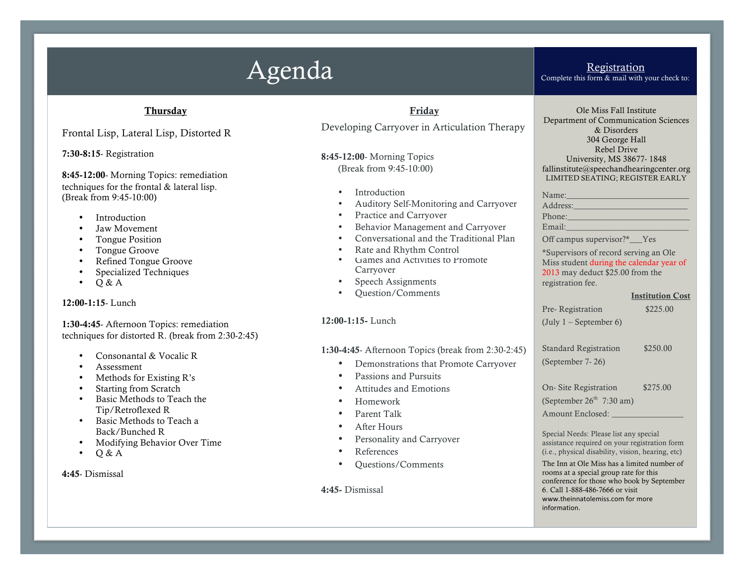# Agenda

## Thursday

Frontal Lisp, Lateral Lisp, Distorted R

**7:30-8:15**- Registration

**8:45-12:00**- Morning Topics: remediation techniques for the frontal & lateral lisp. (Break from 9:45-10:00)

- Introduction
- Jaw Movement
- Tongue Position
- Tongue Groove
- Refined Tongue Groove
- Specialized Techniques
- Q & A

**12:00-1:15**- Lunch

**1:30-4:45**- Afternoon Topics: remediation techniques for distorted R. (break from 2:30-2:45)

- Consonantal & Vocalic R
- Assessment
- Methods for Existing R's
- Starting from Scratch
- Basic Methods to Teach the Tip/Retroflexed R
- Basic Methods to Teach a Back/Bunched R
- Modifying Behavior Over Time
- Q & A

**4:45**- Dismissal

## Friday

Developing Carryover in Articulation Therapy

**8:45-12:00**- Morning Topics (Break from 9:45-10:00)

- Introduction
- Auditory Self-Monitoring and Carryover
- Practice and Carryover
- Behavior Management and Carryover
- Conversational and the Traditional Plan
- Rate and Rhythm Control
- Games and Activities to Promote Carryover
- Speech Assignments
- Question/Comments

**12:00-1:15-** Lunch

**1:30-4:45**- Afternoon Topics (break from 2:30-2:45)

- Demonstrations that Promote Carryover
- Passions and Pursuits
- Attitudes and Emotions
- Homework
- Parent Talk
- After Hours
- Personality and Carryover
- References
- Questions/Comments

**4:45-** Dismissal

## Registration

Complete this form & mail with your check to:

Ole Miss Fall Institute
Department of Communication Sciences & Disorders
304 George Hall
Rebel Drive
University, MS 38677- 1848
fallinstitute@speechandhearingcenter.org
LIMITED SEATING; REGISTER EARLY

Name:___________________________
Address:_________________________
Phone:___________________________
Email:___________________________
Off campus supervisor?*___Yes

*Supervisors of record serving an Ole Miss student during the calendar year of 2013 may deduct $25.00 from the registration fee.

| | Institution Cost |
|---|---|
| Pre- Registration (July 1 – September 6) | $225.00 |
| Standard Registration (September 7- 26) | $250.00 |
| On- Site Registration (September 26th 7:30 am) | $275.00 |

Amount Enclosed: _________________

Special Needs: Please list any special assistance required on your registration form (i.e., physical disability, vision, hearing, etc)

The Inn at Ole Miss has a limited number of rooms at a special group rate for this conference for those who book by September 6. Call 1-888-486-7666 or visit www.theinnatolemiss.com for more information.